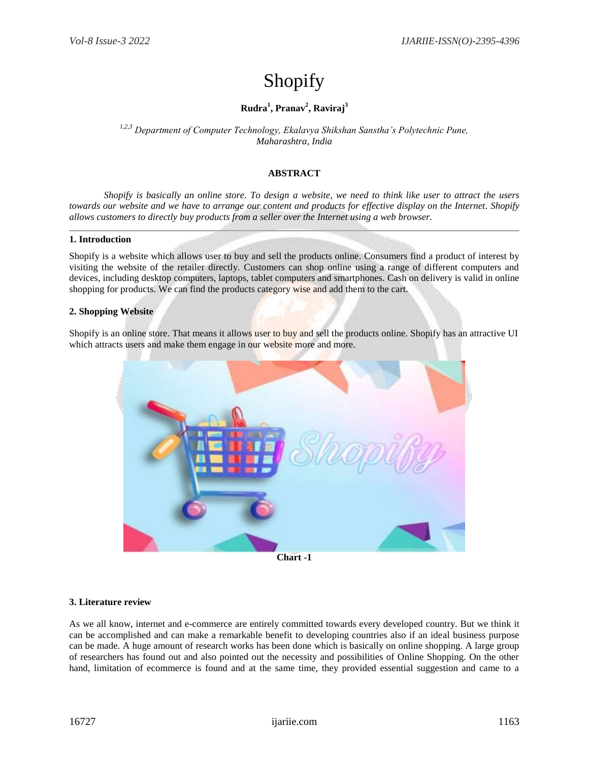# Shopify

**Rudra[1], Pranav[2], Raviraj[3]**

*[1,2,3] Department of Computer Technology, Ekalavya Shikshan Sanstha's Polytechnic Pune, Maharashtra, India*

## ABSTRACT

*Shopify is basically an online store. To design a website, we need to think like user to attract the users towards our website and we have to arrange our content and products for effective display on the Internet. Shopify allows customers to directly buy products from a seller over the Internet using a web browser.*

## 1. Introduction

Shopify is a website which allows user to buy and sell the products online. Consumers find a product of interest by visiting the website of the retailer directly. Customers can shop online using a range of different computers and devices, including desktop computers, laptops, tablet computers and smartphones. Cash on delivery is valid in online shopping for products. We can find the products category wise and add them to the cart.

## 2. Shopping Website

Shopify is an online store. That means it allows user to buy and sell the products online. Shopify has an attractive UI which attracts users and make them engage in our website more and more.

**Chart -1**

## 3. Literature review

As we all know, internet and e-commerce are entirely committed towards every developed country. But we think it can be accomplished and can make a remarkable benefit to developing countries also if an ideal business purpose can be made. A huge amount of research works has been done which is basically on online shopping. A large group of researchers has found out and also pointed out the necessity and possibilities of Online Shopping. On the other hand, limitation of ecommerce is found and at the same time, they provided essential suggestion and came to a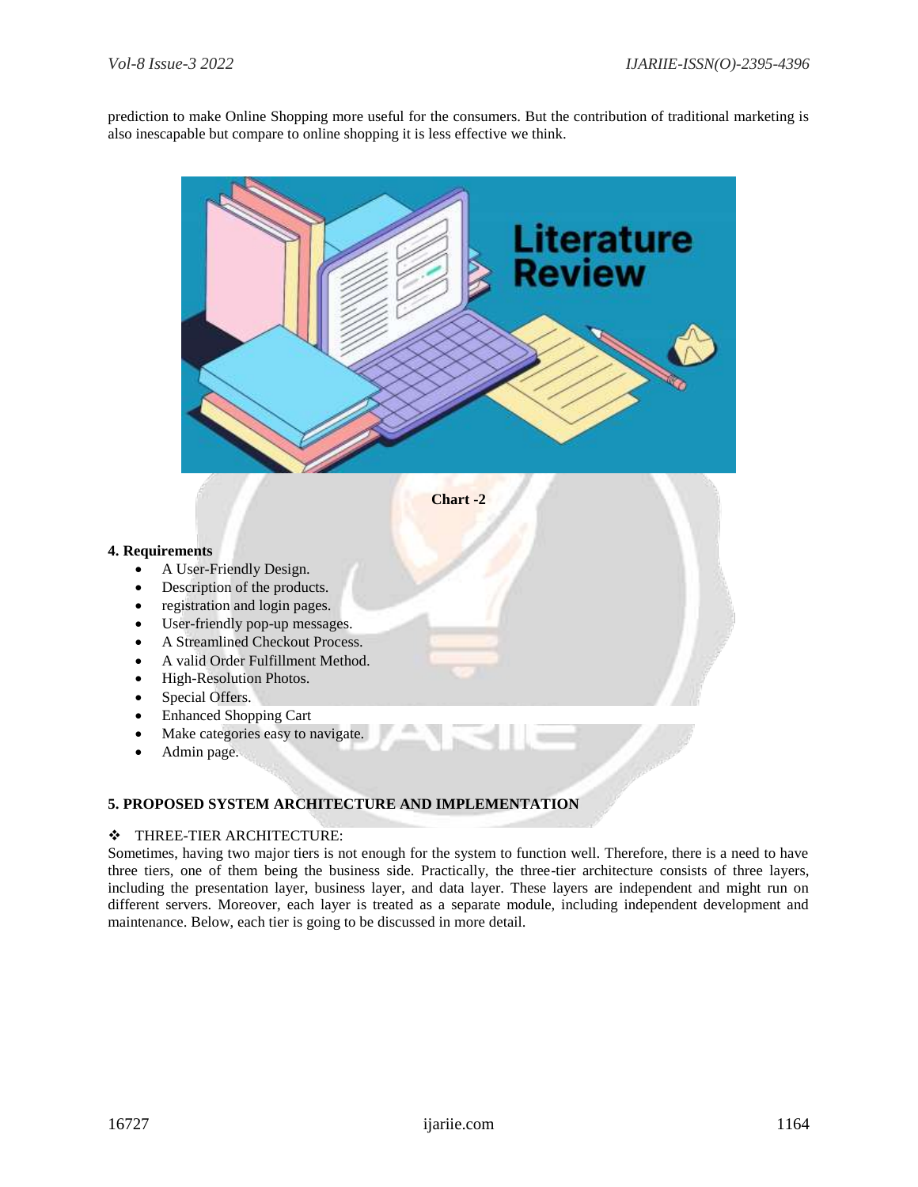prediction to make Online Shopping more useful for the consumers. But the contribution of traditional marketing is also inescapable but compare to online shopping it is less effective we think.

**Chart -2**

**4. Requirements**

- A User-Friendly Design.
- Description of the products.
- registration and login pages.
- User-friendly pop-up messages.
- A Streamlined Checkout Process.
- A valid Order Fulfillment Method.
- High-Resolution Photos.
- Special Offers.
- Enhanced Shopping Cart
- Make categories easy to navigate.
- Admin page.

**5. PROPOSED SYSTEM ARCHITECTURE AND IMPLEMENTATION**

❖ THREE-TIER ARCHITECTURE:

Sometimes, having two major tiers is not enough for the system to function well. Therefore, there is a need to have three tiers, one of them being the business side. Practically, the three-tier architecture consists of three layers, including the presentation layer, business layer, and data layer. These layers are independent and might run on different servers. Moreover, each layer is treated as a separate module, including independent development and maintenance. Below, each tier is going to be discussed in more detail.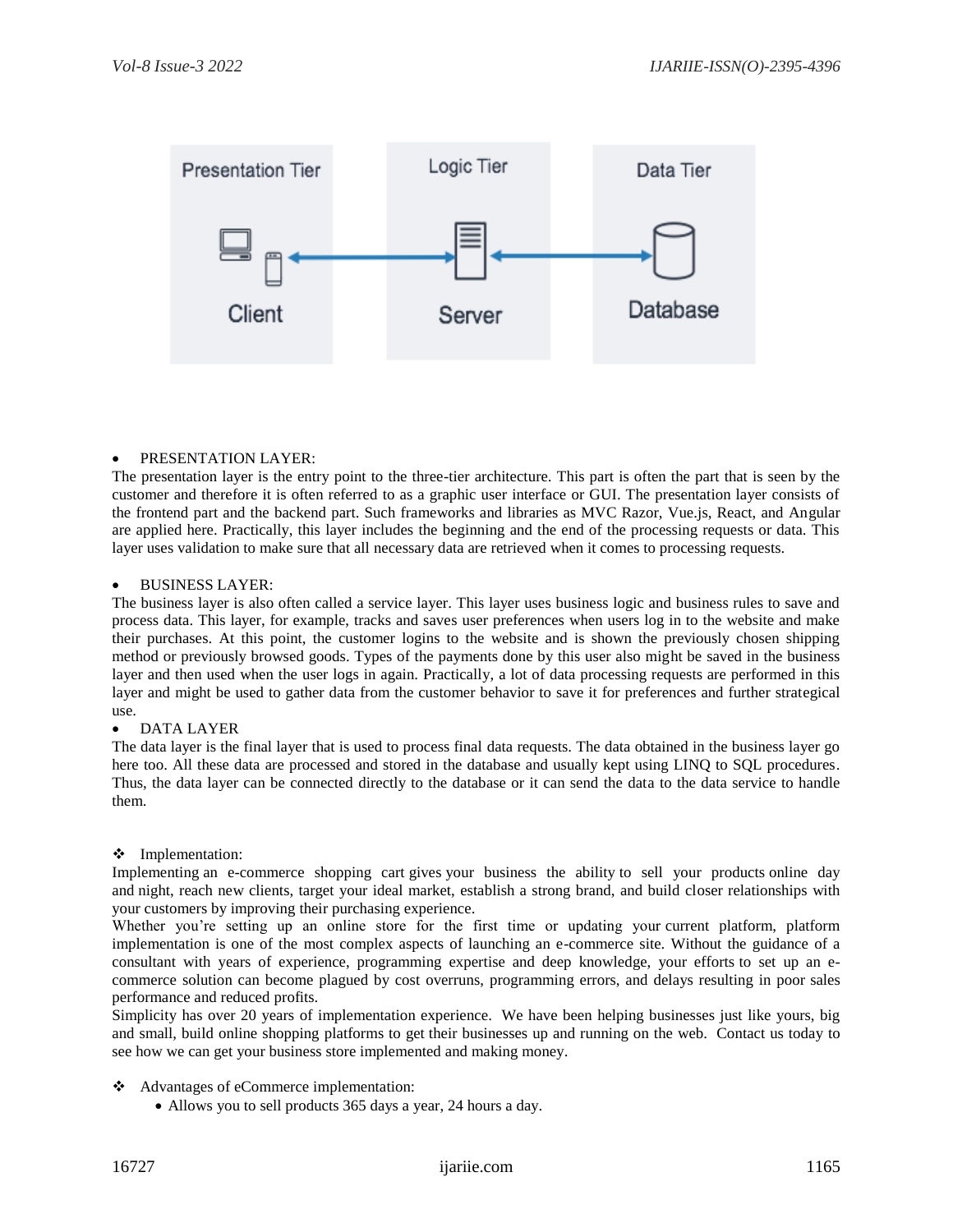- PRESENTATION LAYER:

The presentation layer is the entry point to the three-tier architecture. This part is often the part that is seen by the customer and therefore it is often referred to as a graphic user interface or GUI. The presentation layer consists of the frontend part and the backend part. Such frameworks and libraries as MVC Razor, Vue.js, React, and Angular are applied here. Practically, this layer includes the beginning and the end of the processing requests or data. This layer uses validation to make sure that all necessary data are retrieved when it comes to processing requests.

- BUSINESS LAYER:

The business layer is also often called a service layer. This layer uses business logic and business rules to save and process data. This layer, for example, tracks and saves user preferences when users log in to the website and make their purchases. At this point, the customer logins to the website and is shown the previously chosen shipping method or previously browsed goods. Types of the payments done by this user also might be saved in the business layer and then used when the user logs in again. Practically, a lot of data processing requests are performed in this layer and might be used to gather data from the customer behavior to save it for preferences and further strategical use.

- DATA LAYER

The data layer is the final layer that is used to process final data requests. The data obtained in the business layer go here too. All these data are processed and stored in the database and usually kept using LINQ to SQL procedures. Thus, the data layer can be connected directly to the database or it can send the data to the data service to handle them.

❖ Implementation:

Implementing an e-commerce shopping cart gives your business the ability to sell your products online day and night, reach new clients, target your ideal market, establish a strong brand, and build closer relationships with your customers by improving their purchasing experience.

Whether you're setting up an online store for the first time or updating your current platform, platform implementation is one of the most complex aspects of launching an e-commerce site. Without the guidance of a consultant with years of experience, programming expertise and deep knowledge, your efforts to set up an e-commerce solution can become plagued by cost overruns, programming errors, and delays resulting in poor sales performance and reduced profits.

Simplicity has over 20 years of implementation experience. We have been helping businesses just like yours, big and small, build online shopping platforms to get their businesses up and running on the web. Contact us today to see how we can get your business store implemented and making money.

❖ Advantages of eCommerce implementation:

- Allows you to sell products 365 days a year, 24 hours a day.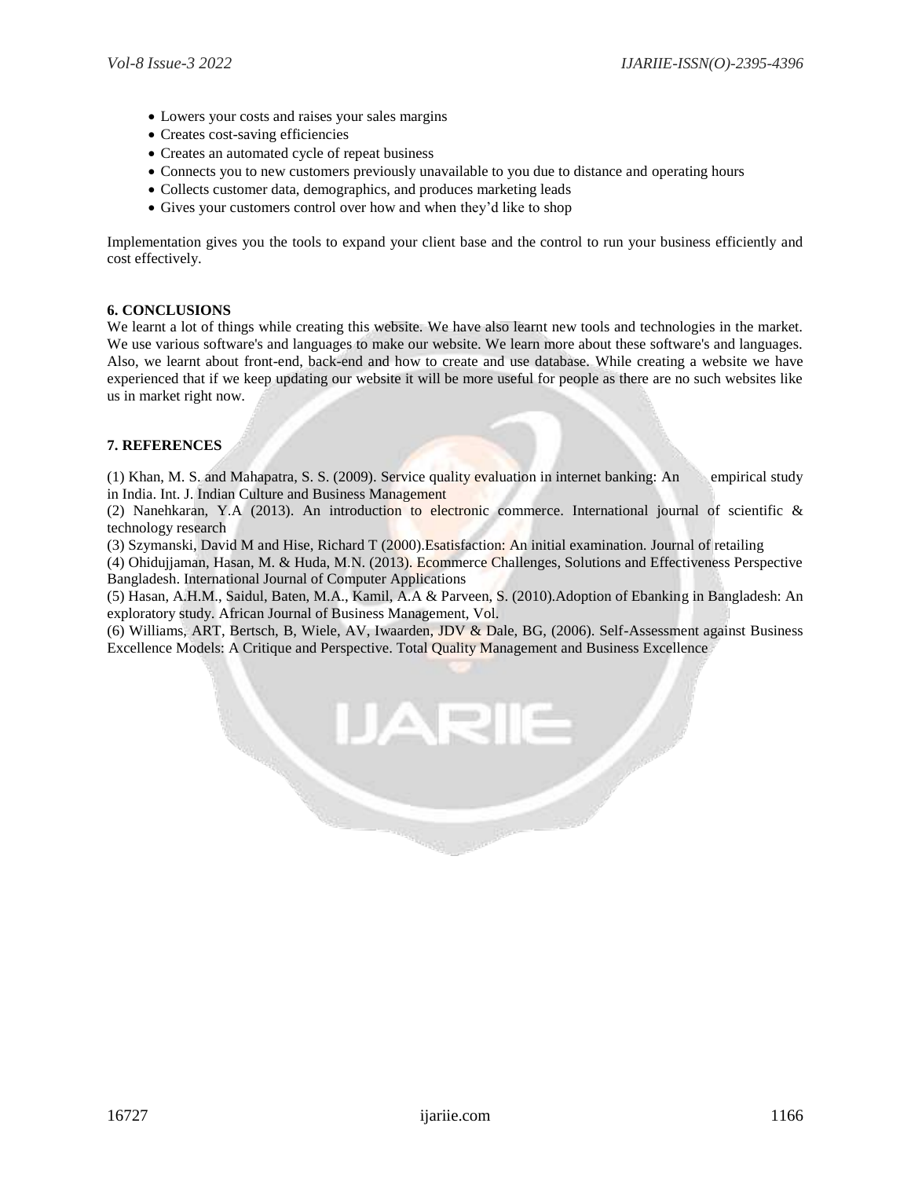- Lowers your costs and raises your sales margins
- Creates cost-saving efficiencies
- Creates an automated cycle of repeat business
- Connects you to new customers previously unavailable to you due to distance and operating hours
- Collects customer data, demographics, and produces marketing leads
- Gives your customers control over how and when they'd like to shop

Implementation gives you the tools to expand your client base and the control to run your business efficiently and cost effectively.

## 6. CONCLUSIONS

We learnt a lot of things while creating this website. We have also learnt new tools and technologies in the market. We use various software's and languages to make our website. We learn more about these software's and languages. Also, we learnt about front-end, back-end and how to create and use database. While creating a website we have experienced that if we keep updating our website it will be more useful for people as there are no such websites like us in market right now.

## 7. REFERENCES

(1) Khan, M. S. and Mahapatra, S. S. (2009). Service quality evaluation in internet banking: An empirical study in India. Int. J. Indian Culture and Business Management

(2) Nanehkaran, Y.A (2013). An introduction to electronic commerce. International journal of scientific & technology research

(3) Szymanski, David M and Hise, Richard T (2000).Esatisfaction: An initial examination. Journal of retailing

(4) Ohidujjaman, Hasan, M. & Huda, M.N. (2013). Ecommerce Challenges, Solutions and Effectiveness Perspective Bangladesh. International Journal of Computer Applications

(5) Hasan, A.H.M., Saidul, Baten, M.A., Kamil, A.A & Parveen, S. (2010).Adoption of Ebanking in Bangladesh: An exploratory study. African Journal of Business Management, Vol.

(6) Williams, ART, Bertsch, B, Wiele, AV, Iwaarden, JDV & Dale, BG, (2006). Self-Assessment against Business Excellence Models: A Critique and Perspective. Total Quality Management and Business Excellence